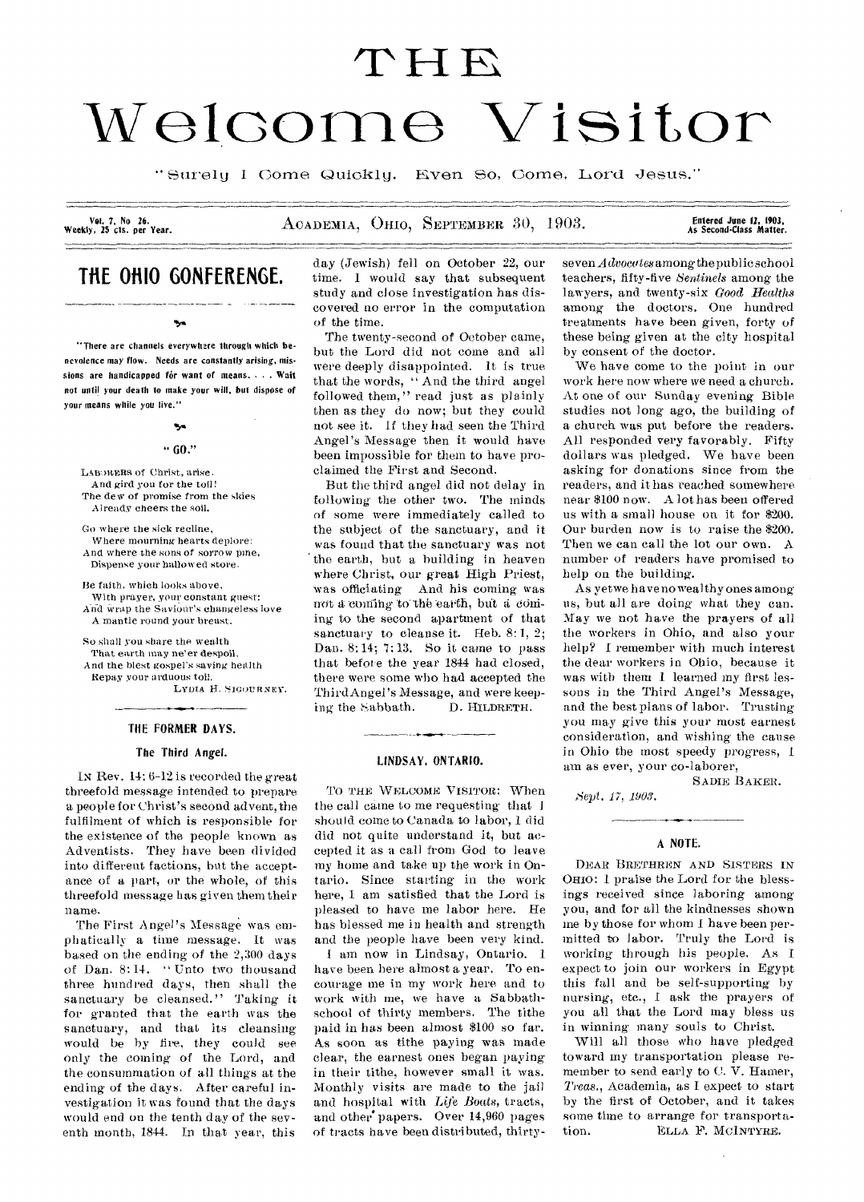# THE Welcome Visitor

"Surely I Come Quickly. Even So, Come, Lord Jesus."

Vol. 7, No 26. Weekly, 25 cts. per Year. ACADEMIA, OHIO, SEPTEMBER 30, 1903. Entered June 12, 1903, As Second-Class Matter.

## THE OHIO CONFERENCE.

"There are channels everywhere through which benevolence may flow. Needs are constantly arising, missions are handicapped for want of means. . . . Wait not until your death to make your will, but dispose of your means while you live."

### "GO."

LABORERS of Christ, arise.
And gird you for the toil!
The dew of promise from the skies
Already cheers the soil.

Go where the sick recline,
Where mourning hearts deplore:
And where the sons of sorrow pine,
Dispense your hallowed store.

Be faith, which looks above,
With prayer, your constant guest:
And wrap the Saviour's changeless love
A mantle round your breast.

So shall you share the wealth
That earth may ne'er despoil,
And the blest gospel's saving health
Repay your arduous toil.

LYDIA H. SIGOURNEY.

### THE FORMER DAYS.

#### The Third Angel.

IN Rev. 14: 6-12 is recorded the great threefold message intended to prepare a people for Christ's second advent, the fulfilment of which is responsible for the existence of the people known as Adventists. They have been divided into different factions, but the acceptance of a part, or the whole, of this threefold message has given them their name.

The First Angel's Message was emphatically a time message. It was based on the ending of the 2,300 days of Dan. 8: 14. "Unto two thousand three hundred days, then shall the sanctuary be cleansed." Taking it for granted that the earth was the sanctuary, and that its cleansing would be by fire, they could see only the coming of the Lord, and the consummation of all things at the ending of the days. After careful investigation it was found that the days would end on the tenth day of the seventh month, 1844. In that year, this day (Jewish) fell on October 22, our time. I would say that subsequent study and close investigation has discovered no error in the computation of the time.

The twenty-second of October came, but the Lord did not come and all were deeply disappointed. It is true that the words, "And the third angel followed them," read just as plainly then as they do now; but they could not see it. If they had seen the Third Angel's Message then it would have been impossible for them to have proclaimed the First and Second.

But the third angel did not delay in following the other two. The minds of some were immediately called to the subject of the sanctuary, and it was found that the sanctuary was not the earth, but a building in heaven where Christ, our great High Priest, was officiating. And his coming was not a coming to the earth, but a coming to the second apartment of that sanctuary to cleanse it. Heb. 8: 1, 2; Dan. 8: 14; 7: 13. So it came to pass that before the year 1844 had closed, there were some who had accepted the Third Angel's Message, and were keeping the Sabbath.

D. HILDRETH.

### LINDSAY, ONTARIO.

TO THE WELCOME VISITOR: When the call came to me requesting that I should come to Canada to labor, I did did not quite understand it, but accepted it as a call from God to leave my home and take up the work in Ontario. Since starting in the work here, I am satisfied that the Lord is pleased to have me labor here. He has blessed me in health and strength and the people have been very kind.

I am now in Lindsay, Ontario. I have been here almost a year. To encourage me in my work here and to work with me, we have a Sabbath-school of thirty members. The tithe paid in has been almost $100 so far. As soon as tithe paying was made clear, the earnest ones began paying in their tithe, however small it was. Monthly visits are made to the jail and hospital with *Life Boats*, tracts, and other papers. Over 14,960 pages of tracts have been distributed, thirty-seven *Advocates* among the public school teachers, fifty-five *Sentinels* among the lawyers, and twenty-six *Good Healths* among the doctors. One hundred treatments have been given, forty of these being given at the city hospital by consent of the doctor.

We have come to the point in our work here now where we need a church. At one of our Sunday evening Bible studies not long ago, the building of a church was put before the readers. All responded very favorably. Fifty dollars was pledged. We have been asking for donations since from the readers, and it has reached somewhere near $100 now. A lot has been offered us with a small house on it for $200. Our burden now is to raise the $200. Then we can call the lot our own. A number of readers have promised to help on the building.

As yet we have no wealthy ones among us, but all are doing what they can. May we not have the prayers of all the workers in Ohio, and also your help? I remember with much interest the dear workers in Ohio, because it was with them I learned my first lessons in the Third Angel's Message, and the best plans of labor. Trusting you may give this your most earnest consideration, and wishing the cause in Ohio the most speedy progress, I am as ever, your co-laborer,

SADIE BAKER.

*Sept. 17, 1903.*

### A NOTE.

DEAR BRETHREN AND SISTERS IN OHIO: I praise the Lord for the blessings received since laboring among you, and for all the kindnesses shown me by those for whom I have been permitted to labor. Truly the Lord is working through his people. As I expect to join our workers in Egypt this fall and be self-supporting by nursing, etc., I ask the prayers of you all that the Lord may bless us in winning many souls to Christ.

Will all those who have pledged toward my transportation please remember to send early to C. V. Hamer, *Treas.*, Academia, as I expect to start by the first of October, and it takes some time to arrange for transportation.

ELLA F. MCINTYRE.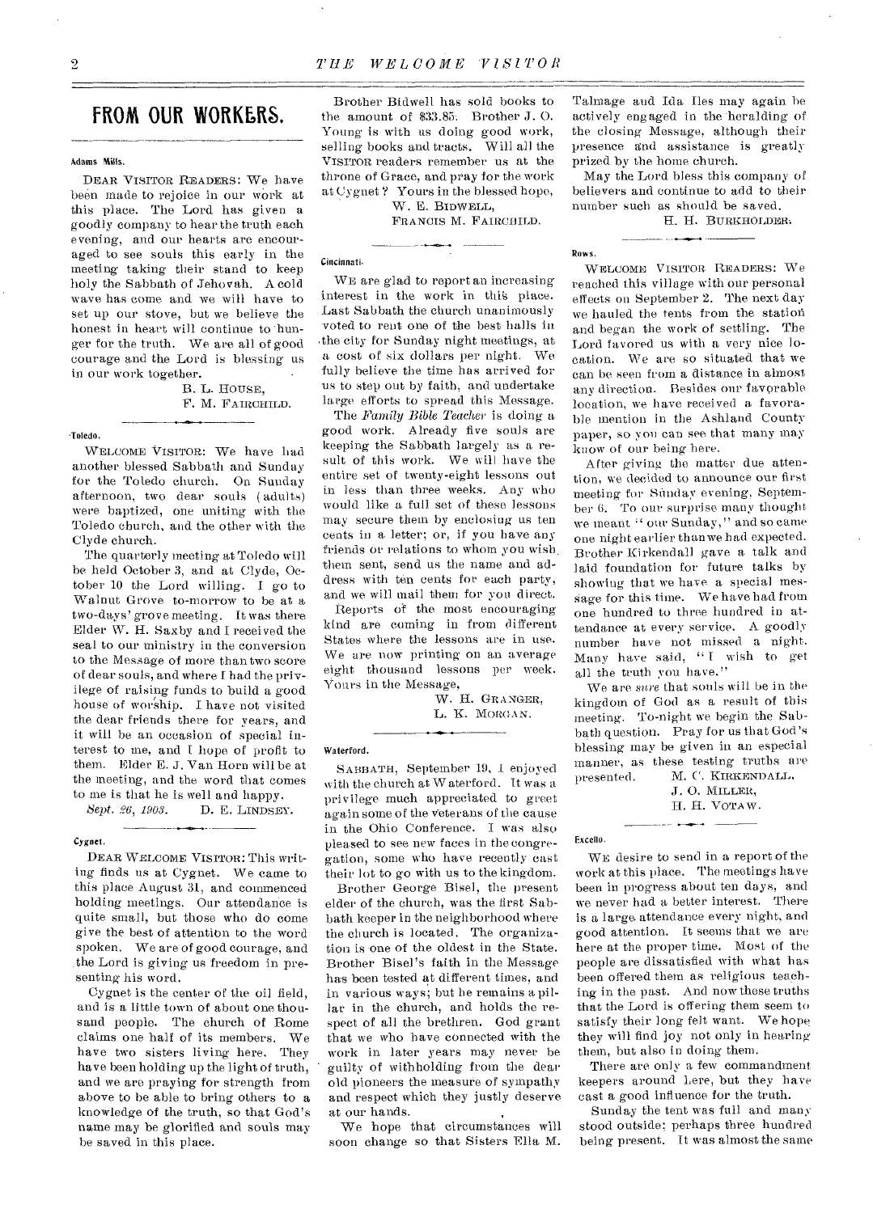## FROM OUR WORKERS.

**Adams Mills.**

DEAR VISITOR READERS: We have been made to rejoice in our work at this place. The Lord has given a goodly company to hear the truth each evening, and our hearts are encouraged to see souls this early in the meeting taking their stand to keep holy the Sabbath of Jehovah. A cold wave has come and we will have to set up our stove, but we believe the honest in heart will continue to hunger for the truth. We are all of good courage and the Lord is blessing us in our work together.

B. L. HOUSE,
F. M. FAIRCHILD.

**Toledo.**

WELCOME VISITOR: We have had another blessed Sabbath and Sunday for the Toledo church. On Sunday afternoon, two dear souls (adults) were baptized, one uniting with the Toledo church, and the other with the Clyde church.

The quarterly meeting at Toledo will be held October 3, and at Clyde, October 10 the Lord willing. I go to Walnut Grove to-morrow to be at a two-days' grove meeting. It was there Elder W. H. Saxby and I received the seal to our ministry in the conversion to the Message of more than two score of dear souls, and where I had the privilege of raising funds to build a good house of worship. I have not visited the dear friends there for years, and it will be an occasion of special interest to me, and I hope of profit to them. Elder E. J. Van Horn will be at the meeting, and the word that comes to me is that he is well and happy.

*Sept. 26, 1903.* D. E. LINDSEY.

**Cygnet.**

DEAR WELCOME VISITOR: This writing finds us at Cygnet. We came to this place August 31, and commenced holding meetings. Our attendance is quite small, but those who do come give the best of attention to the word spoken. We are of good courage, and the Lord is giving us freedom in presenting his word.

Cygnet is the center of the oil field, and is a little town of about one thousand people. The church of Rome claims one half of its members. We have two sisters living here. They have been holding up the light of truth, and we are praying for strength from above to be able to bring others to a knowledge of the truth, so that God's name may be glorified and souls may be saved in this place.

Brother Bidwell has sold books to the amount of $33.85. Brother J. O. Young is with us doing good work, selling books and tracts. Will all the VISITOR readers remember us at the throne of Grace, and pray for the work at Cygnet? Yours in the blessed hope,

W. E. BIDWELL,
FRANCIS M. FAIRCHILD.

**Cincinnati.**

WE are glad to report an increasing interest in the work in this place. Last Sabbath the church unanimously voted to rent one of the best halls in the city for Sunday night meetings, at a cost of six dollars per night. We fully believe the time has arrived for us to step out by faith, and undertake large efforts to spread this Message.

The *Family Bible Teacher* is doing a good work. Already five souls are keeping the Sabbath largely as a result of this work. We will have the entire set of twenty-eight lessons out in less than three weeks. Any who would like a full set of these lessons may secure them by enclosing us ten cents in a letter; or, if you have any friends or relations to whom you wish them sent, send us the name and address with ten cents for each party, and we will mail them for you direct.

Reports of the most encouraging kind are coming in from different States where the lessons are in use. We are now printing on an average eight thousand lessons per week. Yours in the Message,

W. H. GRANGER,
L. K. MORGAN.

**Waterford.**

SABBATH, September 19, I enjoyed with the church at Waterford. It was a privilege much appreciated to greet again some of the veterans of the cause in the Ohio Conference. I was also pleased to see new faces in the congregation, some who have recently cast their lot to go with us to the kingdom.

Brother George Bisel, the present elder of the church, was the first Sabbath keeper in the neighborhood where the church is located. The organization is one of the oldest in the State. Brother Bisel's faith in the Message has been tested at different times, and in various ways; but he remains a pillar in the church, and holds the respect of all the brethren. God grant that we who have connected with the work in later years may never be guilty of withholding from the dear old pioneers the measure of sympathy and respect which they justly deserve at our hands.

We hope that circumstances will soon change so that Sisters Ella M. Talmage and Ida Iles may again be actively engaged in the heralding of the closing Message, although their presence and assistance is greatly prized by the home church.

May the Lord bless this company of believers and continue to add to their number such as should be saved.

H. H. BURKHOLDER.

**Rows.**

WELCOME VISITOR READERS: We reached this village with our personal effects on September 2. The next day we hauled the tents from the station and began the work of settling. The Lord favored us with a very nice location. We are so situated that we can be seen from a distance in almost any direction. Besides our favorable location, we have received a favorable mention in the Ashland County paper, so you can see that many may know of our being here.

After giving the matter due attention, we decided to announce our first meeting for Sunday evening, September 6. To our surprise many thought we meant "our Sunday," and so came one night earlier than we had expected. Brother Kirkendall gave a talk and laid foundation for future talks by showing that we have a special message for this time. We have had from one hundred to three hundred in attendance at every service. A goodly number have not missed a night. Many have said, "I wish to get all the truth you have."

We are *sure* that souls will be in the kingdom of God as a result of this meeting. To-night we begin the Sabbath question. Pray for us that God's blessing may be given in an especial manner, as these testing truths are presented.

M. C. KIRKENDALL,
J. O. MILLER,
H. H. VOTAW.

**Excello.**

WE desire to send in a report of the work at this place. The meetings have been in progress about ten days, and we never had a better interest. There is a large attendance every night, and good attention. It seems that we are here at the proper time. Most of the people are dissatisfied with what has been offered them as religious teaching in the past. And now these truths that the Lord is offering them seem to satisfy their long felt want. We hope they will find joy not only in hearing them, but also in doing them.

There are only a few commandment keepers around here, but they have cast a good influence for the truth.

Sunday the tent was full and many stood outside; perhaps three hundred being present. It was almost the same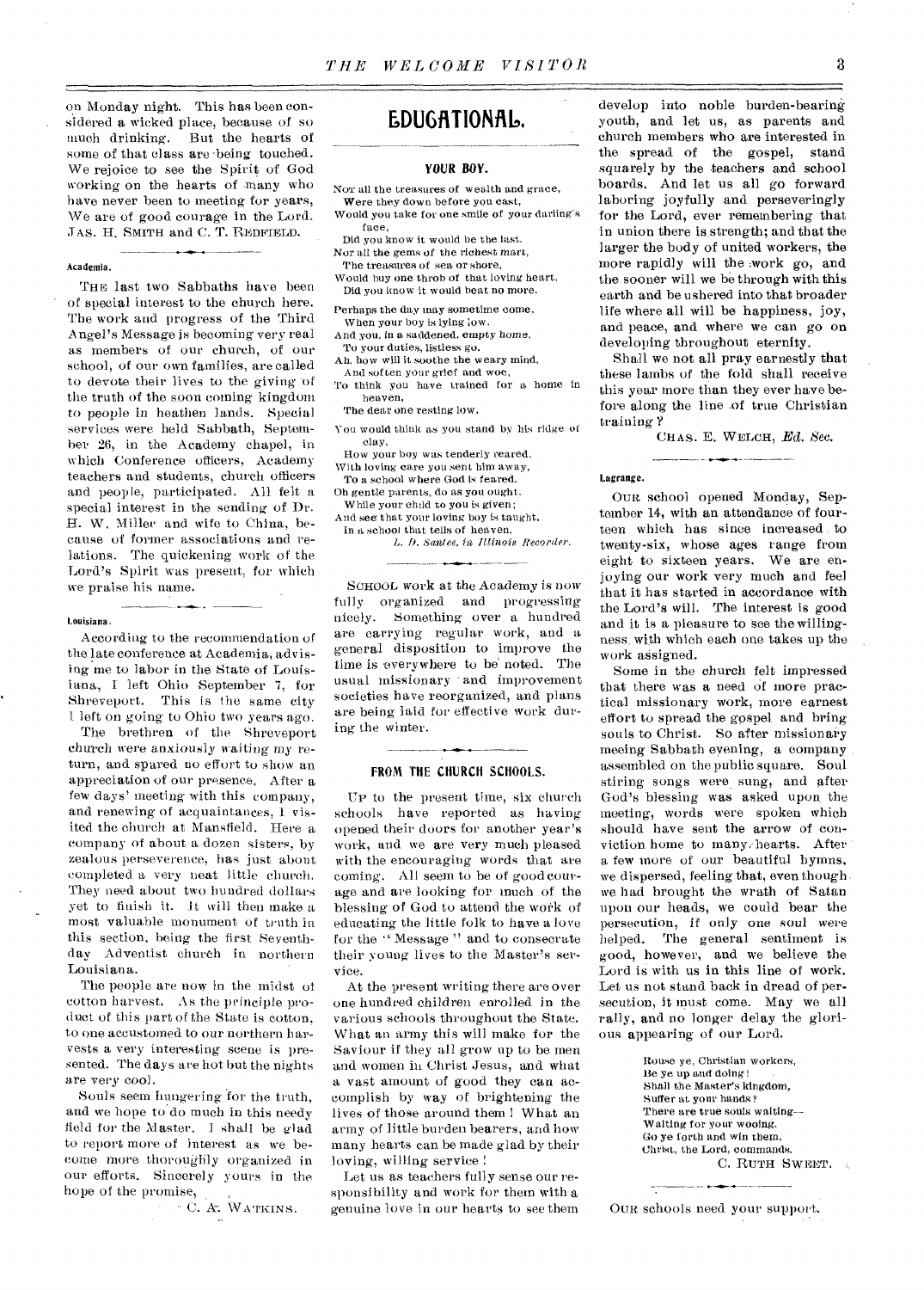on Monday night. This has been considered a wicked place, because of so much drinking. But the hearts of some of that class are being touched. We rejoice to see the Spirit of God working on the hearts of many who have never been to meeting for years, We are of good courage in the Lord.

JAS. H. SMITH and C. T. REDFIELD.

#### Academia.

THE last two Sabbaths have been of special interest to the church here. The work and progress of the Third Angel's Message is becoming very real as members of our church, of our school, of our own families, are called to devote their lives to the giving of the truth of the soon coming kingdom to people in heathen lands. Special services were held Sabbath, September 26, in the Academy chapel, in which Conference officers, Academy teachers and students, church officers and people, participated. All felt a special interest in the sending of Dr. H. W. Miller and wife to China, because of former associations and relations. The quickening work of the Lord's Spirit was present, for which we praise his name.

#### Louisiana.

According to the recommendation of the late conference at Academia, advising me to labor in the State of Louisiana, I left Ohio September 7, for Shreveport. This is the same city I left on going to Ohio two years ago.

The brethren of the Shreveport church were anxiously waiting my return, and spared no effort to show an appreciation of our presence. After a few days' meeting with this company, and renewing of acquaintances, I visited the church at Mansfield. Here a company of about a dozen sisters, by zealous perseverence, has just about completed a very neat little church. They need about two hundred dollars yet to finish it. It will then make a most valuable monument of truth in this section, being the first Seventh-day Adventist church in northern Louisiana.

The people are now in the midst of cotton harvest. As the principle product of this part of the State is cotton, to one accustomed to our northern harvests a very interesting scene is presented. The days are hot but the nights are very cool.

Souls seem hungering for the truth, and we hope to do much in this needy field for the Master. I shall be glad to report more of interest as we become more thoroughly organized in our efforts. Sincerely yours in the hope of the promise,

C. A. WATKINS.

# EDUCATIONAL.

### YOUR BOY.

Not all the treasures of wealth and grace,
Were they down before you cast,
Would you take for one smile of your darling's face,
Did you know it would be the last.
Nor all the gems of the richest mart,
The treasures of sea or shore,
Would buy one throb of that loving heart,
Did you know it would beat no more.

Perhaps the day may sometime come,
When your boy is lying low,
And you, in a saddened, empty home,
To your duties, listless go.
Ah, how will it soothe the weary mind,
And soften your grief and woe,
To think you have trained for a home in heaven,
The dear one resting low.

You would think as you stand by his ridge of clay,
How your boy was tenderly reared,
With loving care you sent him away,
To a school where God is feared.
Oh gentle parents, do as you ought,
While your child to you is given;
And see that your loving boy is taught,
In a school that tells of heaven.

*L. D. Santee, in Illinois Recorder.*

SCHOOL work at the Academy is now fully organized and progressing nicely. Something over a hundred are carrying regular work, and a general disposition to improve the time is everywhere to be noted. The usual missionary and improvement societies have reorganized, and plans are being laid for effective work during the winter.

### FROM THE CHURCH SCHOOLS.

UP to the present time, six church schools have reported as having opened their doors for another year's work, and we are very much pleased with the encouraging words that are coming. All seem to be of good courage and are looking for much of the blessing of God to attend the work of educating the little folk to have a love for the "Message" and to consecrate their young lives to the Master's service.

At the present writing there are over one hundred children enrolled in the various schools throughout the State. What an army this will make for the Saviour if they all grow up to be men and women in Christ Jesus, and what a vast amount of good they can accomplish by way of brightening the lives of those around them! What an army of little burden bearers, and how many hearts can be made glad by their loving, willing service!

Let us as teachers fully sense our responsibility and work for them with a genuine love in our hearts to see them develop into noble burden-bearing youth, and let us, as parents and church members who are interested in the spread of the gospel, stand squarely by the teachers and school boards. And let us all go forward laboring joyfully and perseveringly for the Lord, ever remembering that in union there is strength; and that the larger the body of united workers, the more rapidly will the work go, and the sooner will we be through with this earth and be ushered into that broader life where all will be happiness, joy, and peace, and where we can go on developing throughout eternity.

Shall we not all pray earnestly that these lambs of the fold shall receive this year more than they ever have before along the line of true Christian training?

CHAS. E. WELCH, *Ed. Sec.*

#### Lagrange.

OUR school opened Monday, September 14, with an attendance of fourteen which has since increased to twenty-six, whose ages range from eight to sixteen years. We are enjoying our work very much and feel that it has started in accordance with the Lord's will. The interest is good and it is a pleasure to see the willingness with which each one takes up the work assigned.

Some in the church felt impressed that there was a need of more practical missionary work, more earnest effort to spread the gospel and bring souls to Christ. So after missionary meeing Sabbath evening, a company assembled on the public square. Soul stirring songs were sung, and after God's blessing was asked upon the meeting, words were spoken which should have sent the arrow of conviction home to many hearts. After a few more of our beautiful hymns, we dispersed, feeling that, even though we had brought the wrath of Satan upon our heads, we could bear the persecution, if only one soul were helped. The general sentiment is good, however, and we believe the Lord is with us in this line of work. Let us not stand back in dread of persecution, it must come. May we all rally, and no longer delay the glorious appearing of our Lord.

Rouse ye, Christian workers,
Be ye up and doing!
Shall the Master's kingdom,
Suffer at your hands?
There are true souls waiting—
Waiting for your wooing.
Go ye forth and win them,
Christ, the Lord, commands.

C. RUTH SWEET.

OUR schools need your support.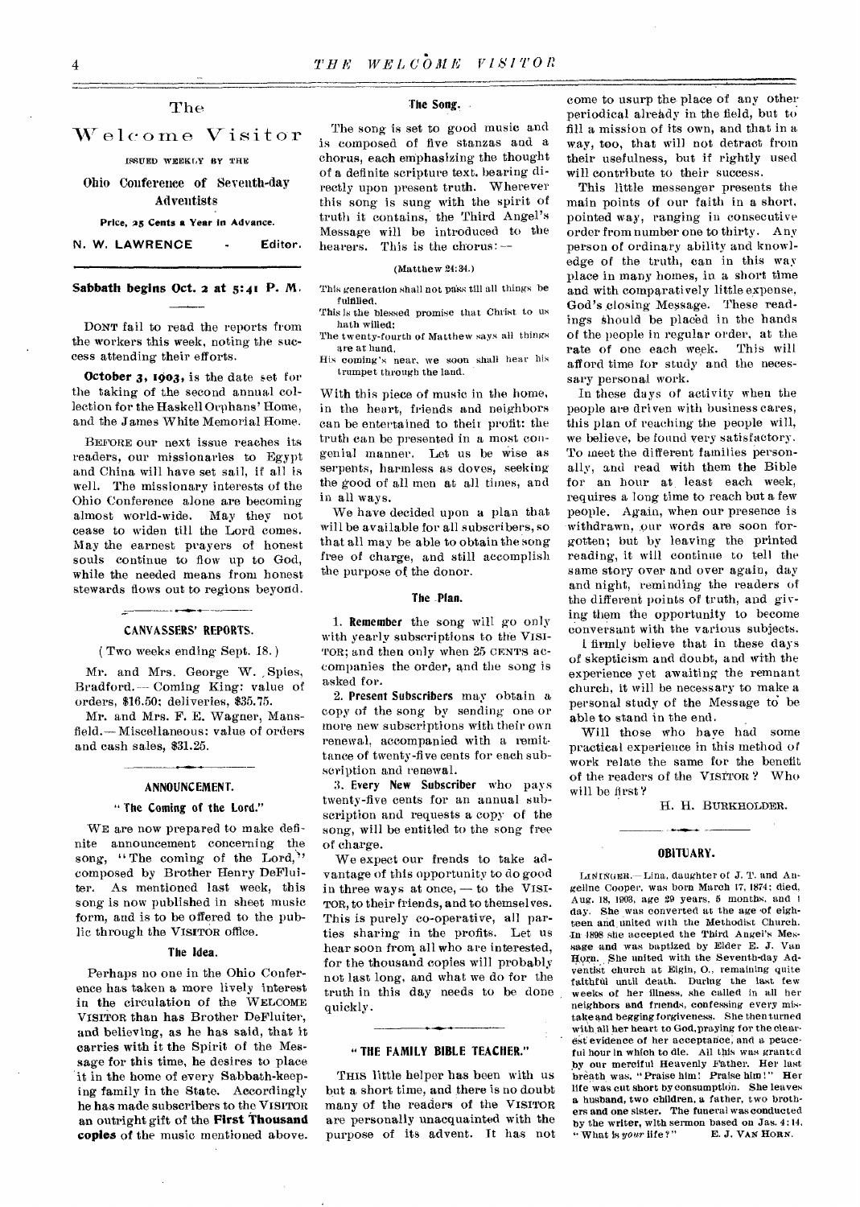# The Welcome Visitor

ISSUED WEEKLY BY THE

Ohio Conference of Seventh-day Adventists

Price, 25 Cents a Year in Advance.

N. W. LAWRENCE - Editor.

---

**Sabbath begins Oct. 2 at 5:41 P. M.**

DONT fail to read the reports from the workers this week, noting the success attending their efforts.

**October 3, 1903,** is the date set for the taking of the second annual collection for the Haskell Orphans' Home, and the James White Memorial Home.

BEFORE our next issue reaches its readers, our missionaries to Egypt and China will have set sail, if all is well. The missionary interests of the Ohio Conference alone are becoming almost world-wide. May they not cease to widen till the Lord comes. May the earnest prayers of honest souls continue to flow up to God, while the needed means from honest stewards flows out to regions beyond.

## CANVASSERS' REPORTS.

(Two weeks ending Sept. 18.)

Mr. and Mrs. George W. Spies, Bradford.—Coming King: value of orders, $16.50; deliveries, $35.75.

Mr. and Mrs. F. E. Wagner, Mansfield.—Miscellaneous: value of orders and cash sales, $31.25.

## ANNOUNCEMENT.

### "The Coming of the Lord."

WE are now prepared to make definite announcement concerning the song, "The coming of the Lord," composed by Brother Henry DeFluiter. As mentioned last week, this song is now published in sheet music form, and is to be offered to the public through the VISITOR office.

### The Idea.

Perhaps no one in the Ohio Conference has taken a more lively interest in the circulation of the WELCOME VISITOR than has Brother DeFluiter, and believing, as he has said, that it carries with it the Spirit of the Message for this time, he desires to place it in the home of every Sabbath-keeping family in the State. Accordingly he has made subscribers to the VISITOR an outright gift of the **First Thousand copies** of the music mentioned above.

### The Song.

The song is set to good music and is composed of five stanzas and a chorus, each emphasizing the thought of a definite scripture text, bearing directly upon present truth. Wherever this song is sung with the spirit of truth it contains, the Third Angel's Message will be introduced to the hearers. This is the chorus:—

(Matthew 24:34.)

This generation shall not pass till all things be fulfilled,
This is the blessed promise that Christ to us hath willed;
The twenty-fourth of Matthew says all things are at hand,
His coming's near, we soon shall hear his trumpet through the land.

With this piece of music in the home, in the heart, friends and neighbors can be entertained to their profit: the truth can be presented in a most congenial manner. Let us be wise as serpents, harmless as doves, seeking the good of all men at all times, and in all ways.

We have decided upon a plan that will be available for all subscribers, so that all may be able to obtain the song free of charge, and still accomplish the purpose of the donor.

### The Plan.

1. **Remember** the song will go only with yearly subscriptions to the VISITOR; and then only when 25 CENTS accompanies the order, and the song is asked for.

2. **Present Subscribers** may obtain a copy of the song by sending one or more new subscriptions with their own renewal, accompanied with a remittance of twenty-five cents for each subscription and renewal.

3. **Every New Subscriber** who pays twenty-five cents for an annual subscription and requests a copy of the song, will be entitled to the song free of charge.

We expect our frends to take advantage of this opportunity to do good in three ways at once,—to the VISITOR, to their friends, and to themselves. This is purely co-operative, all parties sharing in the profits. Let us hear soon from all who are interested, for the thousand copies will probably not last long, and what we do for the truth in this day needs to be done quickly.

## "THE FAMILY BIBLE TEACHER."

THIS little helper has been with us but a short time, and there is no doubt many of the readers of the VISITOR are personally unacquainted with the purpose of its advent. It has not come to usurp the place of any other periodical already in the field, but to fill a mission of its own, and that in a way, too, that will not detract from their usefulness, but if rightly used will contribute to their success.

This little messenger presents the main points of our faith in a short, pointed way, ranging in consecutive order from number one to thirty. Any person of ordinary ability and knowledge of the truth, can in this way place in many homes, in a short time and with comparatively little expense, God's closing Message. These readings should be placed in the hands of the people in regular order, at the rate of one each week. This will afford time for study and the necessary personal work.

In these days of activity when the people are driven with business cares, this plan of reaching the people will, we believe, be found very satisfactory. To meet the different families personally, and read with them the Bible for an hour at least each week, requires a long time to reach but a few people. Again, when our presence is withdrawn, our words are soon forgotten; but by leaving the printed reading, it will continue to tell the same story over and over again, day and night, reminding the readers of the different points of truth, and giving them the opportunity to become conversant with the various subjects.

I firmly believe that in these days of skepticism and doubt, and with the experience yet awaiting the remnant church, it will be necessary to make a personal study of the Message to be able to stand in the end.

Will those who have had some practical experience in this method of work relate the same for the benefit of the readers of the VISITOR? Who will be first?

H. H. BURKHOLDER.

## OBITUARY.

LININGER.—Lina, daughter of J. T. and Angeline Cooper, was born March 17, 1874; died, Aug. 18, 1903, age 29 years, 5 months, and 1 day. She was converted at the age of eighteen and united with the Methodist Church. In 1898 she accepted the Third Angel's Message and was baptized by Elder E. J. Van Horn. She united with the Seventh-day Adventist church at Elgin, O., remaining quite faithful until death. During the last few weeks of her illness, she called in all her neighbors and friends, confessing every mistake and begging forgiveness. She then turned with all her heart to God, praying for the clearest evidence of her acceptance, and a peaceful hour in which to die. All this was granted by our merciful Heavenly Father. Her last breath was, "Praise him! Praise him!" Her life was cut short by consumption. She leaves a husband, two children, a father, two brothers and one sister. The funeral was conducted by the writer, with sermon based on Jas. 4:14, "What is *your* life?" E. J. VAN HORN.